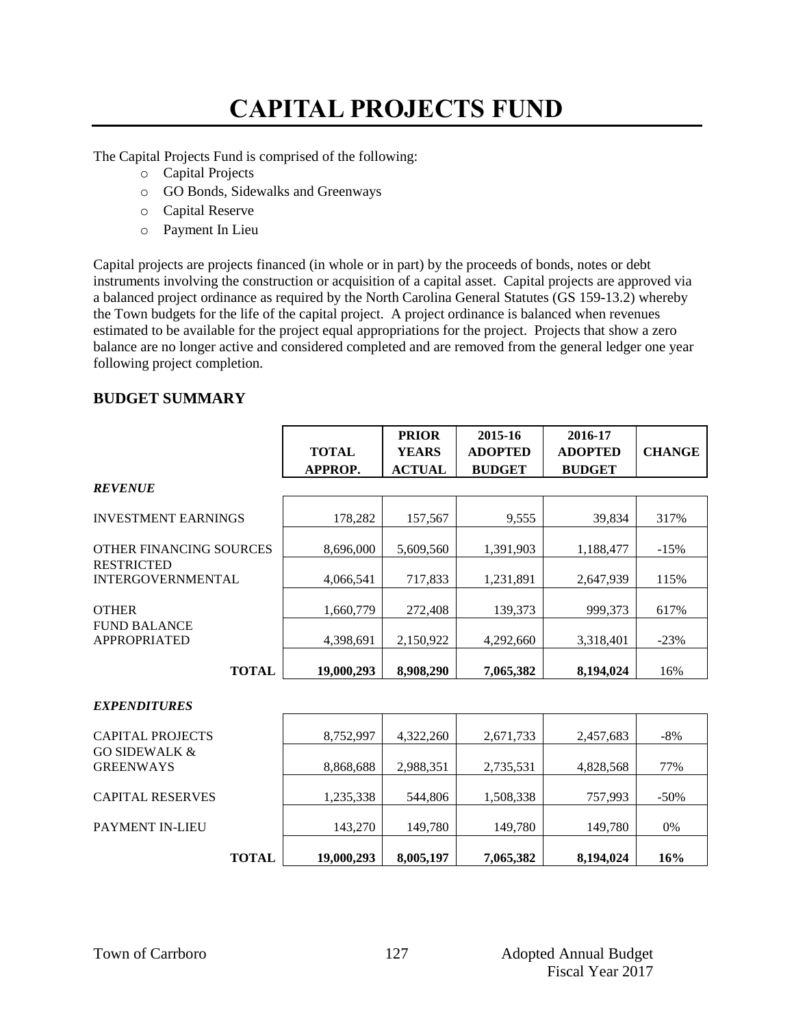# CAPITAL PROJECTS FUND

The Capital Projects Fund is comprised of the following:

- Capital Projects
- GO Bonds, Sidewalks and Greenways
- Capital Reserve
- Payment In Lieu

Capital projects are projects financed (in whole or in part) by the proceeds of bonds, notes or debt instruments involving the construction or acquisition of a capital asset. Capital projects are approved via a balanced project ordinance as required by the North Carolina General Statutes (GS 159-13.2) whereby the Town budgets for the life of the capital project. A project ordinance is balanced when revenues estimated to be available for the project equal appropriations for the project. Projects that show a zero balance are no longer active and considered completed and are removed from the general ledger one year following project completion.

## BUDGET SUMMARY

| | TOTAL APPROP. | PRIOR YEARS ACTUAL | 2015-16 ADOPTED BUDGET | 2016-17 ADOPTED BUDGET | CHANGE |
|---|---|---|---|---|---|
| ***REVENUE*** | | | | | |
| INVESTMENT EARNINGS | 178,282 | 157,567 | 9,555 | 39,834 | 317% |
| OTHER FINANCING SOURCES | 8,696,000 | 5,609,560 | 1,391,903 | 1,188,477 | -15% |
| RESTRICTED INTERGOVERNMENTAL | 4,066,541 | 717,833 | 1,231,891 | 2,647,939 | 115% |
| OTHER | 1,660,779 | 272,408 | 139,373 | 999,373 | 617% |
| FUND BALANCE APPROPRIATED | 4,398,691 | 2,150,922 | 4,292,660 | 3,318,401 | -23% |
| **TOTAL** | **19,000,293** | **8,908,290** | **7,065,382** | **8,194,024** | 16% |
| ***EXPENDITURES*** | | | | | |
| CAPITAL PROJECTS | 8,752,997 | 4,322,260 | 2,671,733 | 2,457,683 | -8% |
| GO SIDEWALK & GREENWAYS | 8,868,688 | 2,988,351 | 2,735,531 | 4,828,568 | 77% |
| CAPITAL RESERVES | 1,235,338 | 544,806 | 1,508,338 | 757,993 | -50% |
| PAYMENT IN-LIEU | 143,270 | 149,780 | 149,780 | 149,780 | 0% |
| **TOTAL** | **19,000,293** | **8,005,197** | **7,065,382** | **8,194,024** | **16%** |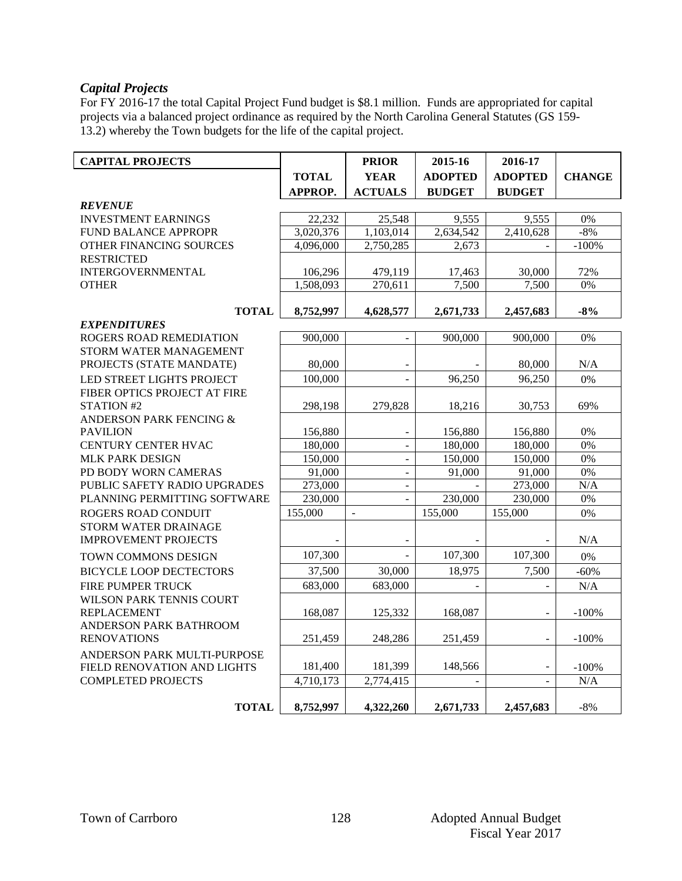### *Capital Projects*

For FY 2016-17 the total Capital Project Fund budget is $8.1 million. Funds are appropriated for capital projects via a balanced project ordinance as required by the North Carolina General Statutes (GS 159-13.2) whereby the Town budgets for the life of the capital project.

| CAPITAL PROJECTS | TOTAL APPROP. | PRIOR YEAR ACTUALS | 2015-16 ADOPTED BUDGET | 2016-17 ADOPTED BUDGET | CHANGE |
|---|---|---|---|---|---|
| ***REVENUE*** | | | | | |
| INVESTMENT EARNINGS | 22,232 | 25,548 | 9,555 | 9,555 | 0% |
| FUND BALANCE APPROPR | 3,020,376 | 1,103,014 | 2,634,542 | 2,410,628 | -8% |
| OTHER FINANCING SOURCES | 4,096,000 | 2,750,285 | 2,673 | - | -100% |
| RESTRICTED INTERGOVERNMENTAL | 106,296 | 479,119 | 17,463 | 30,000 | 72% |
| OTHER | 1,508,093 | 270,611 | 7,500 | 7,500 | 0% |
| **TOTAL** | **8,752,997** | **4,628,577** | **2,671,733** | **2,457,683** | **-8%** |
| ***EXPENDITURES*** | | | | | |
| ROGERS ROAD REMEDIATION | 900,000 | - | 900,000 | 900,000 | 0% |
| STORM WATER MANAGEMENT PROJECTS (STATE MANDATE) | 80,000 | - | - | 80,000 | N/A |
| LED STREET LIGHTS PROJECT | 100,000 | - | 96,250 | 96,250 | 0% |
| FIBER OPTICS PROJECT AT FIRE STATION #2 | 298,198 | 279,828 | 18,216 | 30,753 | 69% |
| ANDERSON PARK FENCING & PAVILION | 156,880 | - | 156,880 | 156,880 | 0% |
| CENTURY CENTER HVAC | 180,000 | - | 180,000 | 180,000 | 0% |
| MLK PARK DESIGN | 150,000 | - | 150,000 | 150,000 | 0% |
| PD BODY WORN CAMERAS | 91,000 | - | 91,000 | 91,000 | 0% |
| PUBLIC SAFETY RADIO UPGRADES | 273,000 | - | - | 273,000 | N/A |
| PLANNING PERMITTING SOFTWARE | 230,000 | - | 230,000 | 230,000 | 0% |
| ROGERS ROAD CONDUIT | 155,000 | - | 155,000 | 155,000 | 0% |
| STORM WATER DRAINAGE IMPROVEMENT PROJECTS | - | - | - | - | N/A |
| TOWN COMMONS DESIGN | 107,300 | - | 107,300 | 107,300 | 0% |
| BICYCLE LOOP DECTECTORS | 37,500 | 30,000 | 18,975 | 7,500 | -60% |
| FIRE PUMPER TRUCK | 683,000 | 683,000 | - | - | N/A |
| WILSON PARK TENNIS COURT REPLACEMENT | 168,087 | 125,332 | 168,087 | - | -100% |
| ANDERSON PARK BATHROOM RENOVATIONS | 251,459 | 248,286 | 251,459 | - | -100% |
| ANDERSON PARK MULTI-PURPOSE FIELD RENOVATION AND LIGHTS | 181,400 | 181,399 | 148,566 | - | -100% |
| COMPLETED PROJECTS | 4,710,173 | 2,774,415 | - | - | N/A |
| **TOTAL** | **8,752,997** | **4,322,260** | **2,671,733** | **2,457,683** | -8% |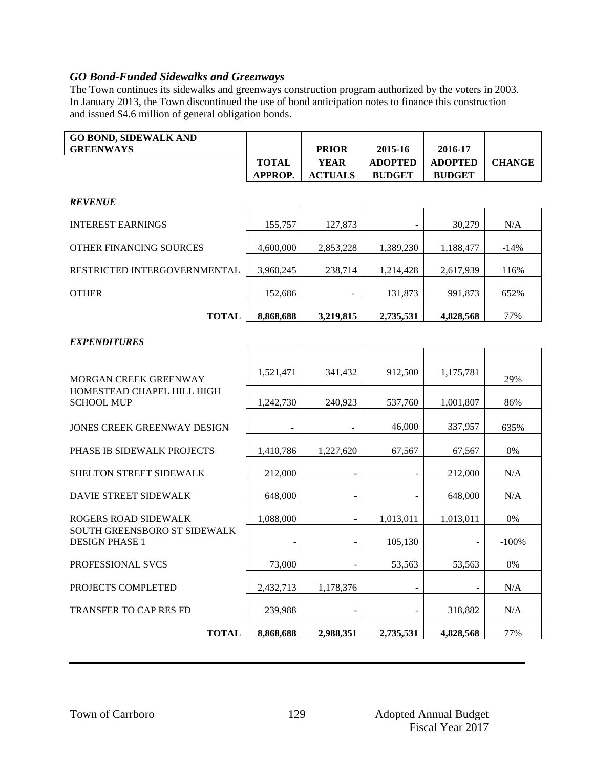### *GO Bond-Funded Sidewalks and Greenways*

The Town continues its sidewalks and greenways construction program authorized by the voters in 2003. In January 2013, the Town discontinued the use of bond anticipation notes to finance this construction and issued \$4.6 million of general obligation bonds.

| GO BOND, SIDEWALK AND GREENWAYS | TOTAL APPROP. | PRIOR YEAR ACTUALS | 2015-16 ADOPTED BUDGET | 2016-17 ADOPTED BUDGET | CHANGE |
|---|---|---|---|---|---|
| ***REVENUE*** | | | | | |
| INTEREST EARNINGS | 155,757 | 127,873 | - | 30,279 | N/A |
| OTHER FINANCING SOURCES | 4,600,000 | 2,853,228 | 1,389,230 | 1,188,477 | -14% |
| RESTRICTED INTERGOVERNMENTAL | 3,960,245 | 238,714 | 1,214,428 | 2,617,939 | 116% |
| OTHER | 152,686 | - | 131,873 | 991,873 | 652% |
| **TOTAL** | **8,868,688** | **3,219,815** | **2,735,531** | **4,828,568** | 77% |
| ***EXPENDITURES*** | | | | | |
| MORGAN CREEK GREENWAY | 1,521,471 | 341,432 | 912,500 | 1,175,781 | 29% |
| HOMESTEAD CHAPEL HILL HIGH SCHOOL MUP | 1,242,730 | 240,923 | 537,760 | 1,001,807 | 86% |
| JONES CREEK GREENWAY DESIGN | - | - | 46,000 | 337,957 | 635% |
| PHASE IB SIDEWALK PROJECTS | 1,410,786 | 1,227,620 | 67,567 | 67,567 | 0% |
| SHELTON STREET SIDEWALK | 212,000 | - | - | 212,000 | N/A |
| DAVIE STREET SIDEWALK | 648,000 | - | - | 648,000 | N/A |
| ROGERS ROAD SIDEWALK | 1,088,000 | - | 1,013,011 | 1,013,011 | 0% |
| SOUTH GREENSBORO ST SIDEWALK DESIGN PHASE 1 | - | - | 105,130 | - | -100% |
| PROFESSIONAL SVCS | 73,000 | - | 53,563 | 53,563 | 0% |
| PROJECTS COMPLETED | 2,432,713 | 1,178,376 | - | - | N/A |
| TRANSFER TO CAP RES FD | 239,988 | - | - | 318,882 | N/A |
| **TOTAL** | **8,868,688** | **2,988,351** | **2,735,531** | **4,828,568** | 77% |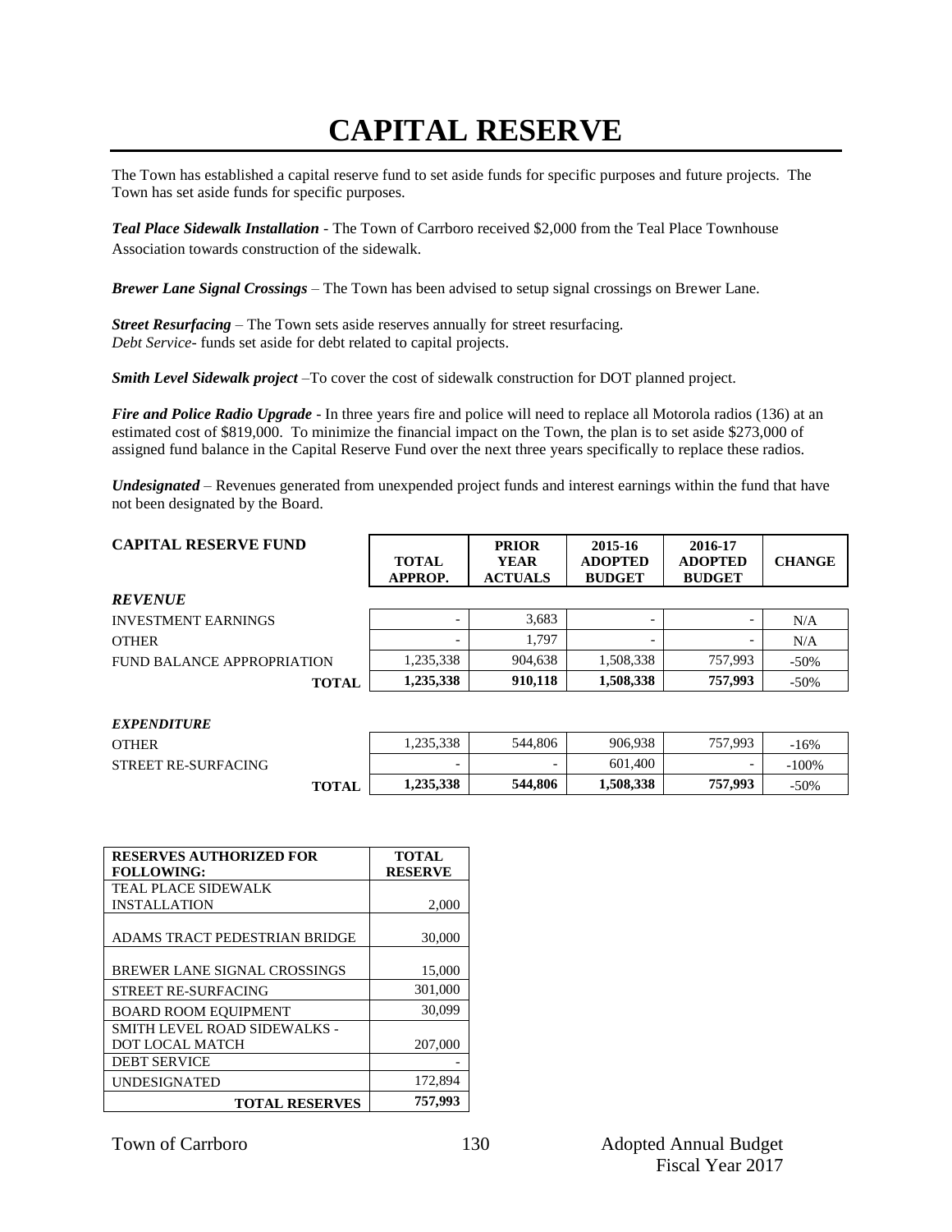# CAPITAL RESERVE

The Town has established a capital reserve fund to set aside funds for specific purposes and future projects. The Town has set aside funds for specific purposes.

***Teal Place Sidewalk Installation*** - The Town of Carrboro received $2,000 from the Teal Place Townhouse Association towards construction of the sidewalk.

***Brewer Lane Signal Crossings*** – The Town has been advised to setup signal crossings on Brewer Lane.

***Street Resurfacing*** – The Town sets aside reserves annually for street resurfacing.
*Debt Service*- funds set aside for debt related to capital projects.

***Smith Level Sidewalk project*** –To cover the cost of sidewalk construction for DOT planned project.

***Fire and Police Radio Upgrade*** - In three years fire and police will need to replace all Motorola radios (136) at an estimated cost of $819,000. To minimize the financial impact on the Town, the plan is to set aside $273,000 of assigned fund balance in the Capital Reserve Fund over the next three years specifically to replace these radios.

***Undesignated*** – Revenues generated from unexpended project funds and interest earnings within the fund that have not been designated by the Board.

| CAPITAL RESERVE FUND | TOTAL APPROP. | PRIOR YEAR ACTUALS | 2015-16 ADOPTED BUDGET | 2016-17 ADOPTED BUDGET | CHANGE |
|---|---|---|---|---|---|
| ***REVENUE*** | | | | | |
| INVESTMENT EARNINGS | - | 3,683 | - | - | N/A |
| OTHER | - | 1,797 | - | - | N/A |
| FUND BALANCE APPROPRIATION | 1,235,338 | 904,638 | 1,508,338 | 757,993 | -50% |
| **TOTAL** | **1,235,338** | **910,118** | **1,508,338** | **757,993** | -50% |
| ***EXPENDITURE*** | | | | | |
| OTHER | 1,235,338 | 544,806 | 906,938 | 757,993 | -16% |
| STREET RE-SURFACING | - | - | 601,400 | - | -100% |
| **TOTAL** | **1,235,338** | **544,806** | **1,508,338** | **757,993** | -50% |

| RESERVES AUTHORIZED FOR FOLLOWING: | TOTAL RESERVE |
|---|---|
| TEAL PLACE SIDEWALK INSTALLATION | 2,000 |
| ADAMS TRACT PEDESTRIAN BRIDGE | 30,000 |
| BREWER LANE SIGNAL CROSSINGS | 15,000 |
| STREET RE-SURFACING | 301,000 |
| BOARD ROOM EQUIPMENT | 30,099 |
| SMITH LEVEL ROAD SIDEWALKS - DOT LOCAL MATCH | 207,000 |
| DEBT SERVICE | - |
| UNDESIGNATED | 172,894 |
| **TOTAL RESERVES** | **757,993** |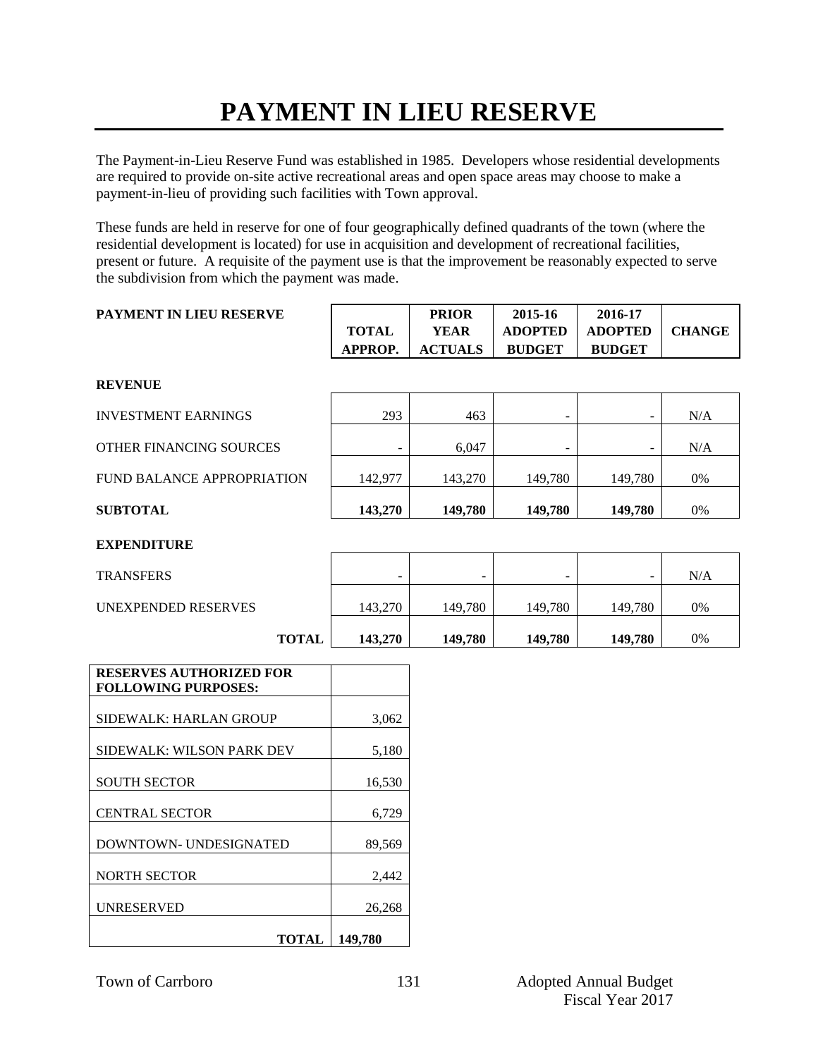# PAYMENT IN LIEU RESERVE

The Payment-in-Lieu Reserve Fund was established in 1985. Developers whose residential developments are required to provide on-site active recreational areas and open space areas may choose to make a payment-in-lieu of providing such facilities with Town approval.

These funds are held in reserve for one of four geographically defined quadrants of the town (where the residential development is located) for use in acquisition and development of recreational facilities, present or future. A requisite of the payment use is that the improvement be reasonably expected to serve the subdivision from which the payment was made.

| PAYMENT IN LIEU RESERVE | TOTAL APPROP. | PRIOR YEAR ACTUALS | 2015-16 ADOPTED BUDGET | 2016-17 ADOPTED BUDGET | CHANGE |
|---|---|---|---|---|---|
| **REVENUE** | | | | | |
| INVESTMENT EARNINGS | 293 | 463 | - | - | N/A |
| OTHER FINANCING SOURCES | - | 6,047 | - | - | N/A |
| FUND BALANCE APPROPRIATION | 142,977 | 143,270 | 149,780 | 149,780 | 0% |
| **SUBTOTAL** | **143,270** | **149,780** | **149,780** | **149,780** | 0% |
| **EXPENDITURE** | | | | | |
| TRANSFERS | - | - | - | - | N/A |
| UNEXPENDED RESERVES | 143,270 | 149,780 | 149,780 | 149,780 | 0% |
| **TOTAL** | **143,270** | **149,780** | **149,780** | **149,780** | 0% |

| RESERVES AUTHORIZED FOR FOLLOWING PURPOSES: | |
|---|---|
| SIDEWALK: HARLAN GROUP | 3,062 |
| SIDEWALK: WILSON PARK DEV | 5,180 |
| SOUTH SECTOR | 16,530 |
| CENTRAL SECTOR | 6,729 |
| DOWNTOWN- UNDESIGNATED | 89,569 |
| NORTH SECTOR | 2,442 |
| UNRESERVED | 26,268 |
| **TOTAL** | **149,780** |